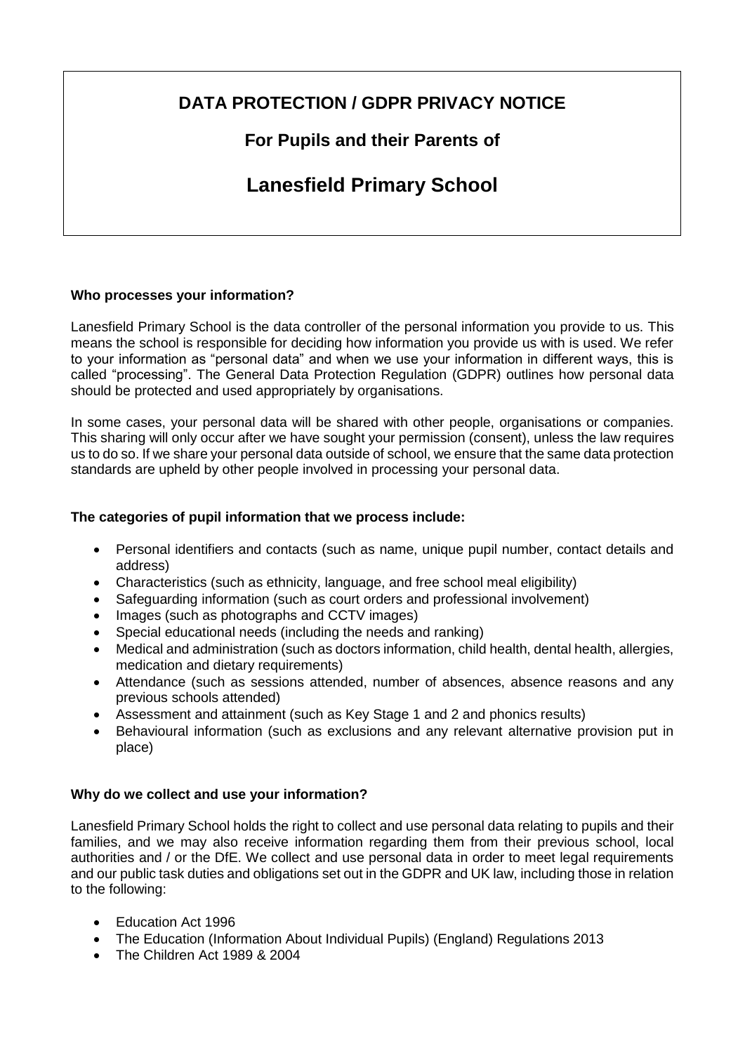# DATA PROTECTION / GDPR PRIVACY NOTICE

## For Pupils and their Parents of

# Lanesfield Primary School

**Who processes your information?**

Lanesfield Primary School is the data controller of the personal information you provide to us. This means the school is responsible for deciding how information you provide us with is used. We refer to your information as "personal data" and when we use your information in different ways, this is called "processing". The General Data Protection Regulation (GDPR) outlines how personal data should be protected and used appropriately by organisations.

In some cases, your personal data will be shared with other people, organisations or companies. This sharing will only occur after we have sought your permission (consent), unless the law requires us to do so. If we share your personal data outside of school, we ensure that the same data protection standards are upheld by other people involved in processing your personal data.

**The categories of pupil information that we process include:**

- Personal identifiers and contacts (such as name, unique pupil number, contact details and address)
- Characteristics (such as ethnicity, language, and free school meal eligibility)
- Safeguarding information (such as court orders and professional involvement)
- Images (such as photographs and CCTV images)
- Special educational needs (including the needs and ranking)
- Medical and administration (such as doctors information, child health, dental health, allergies, medication and dietary requirements)
- Attendance (such as sessions attended, number of absences, absence reasons and any previous schools attended)
- Assessment and attainment (such as Key Stage 1 and 2 and phonics results)
- Behavioural information (such as exclusions and any relevant alternative provision put in place)

**Why do we collect and use your information?**

Lanesfield Primary School holds the right to collect and use personal data relating to pupils and their families, and we may also receive information regarding them from their previous school, local authorities and / or the DfE. We collect and use personal data in order to meet legal requirements and our public task duties and obligations set out in the GDPR and UK law, including those in relation to the following:

- Education Act 1996
- The Education (Information About Individual Pupils) (England) Regulations 2013
- The Children Act 1989 & 2004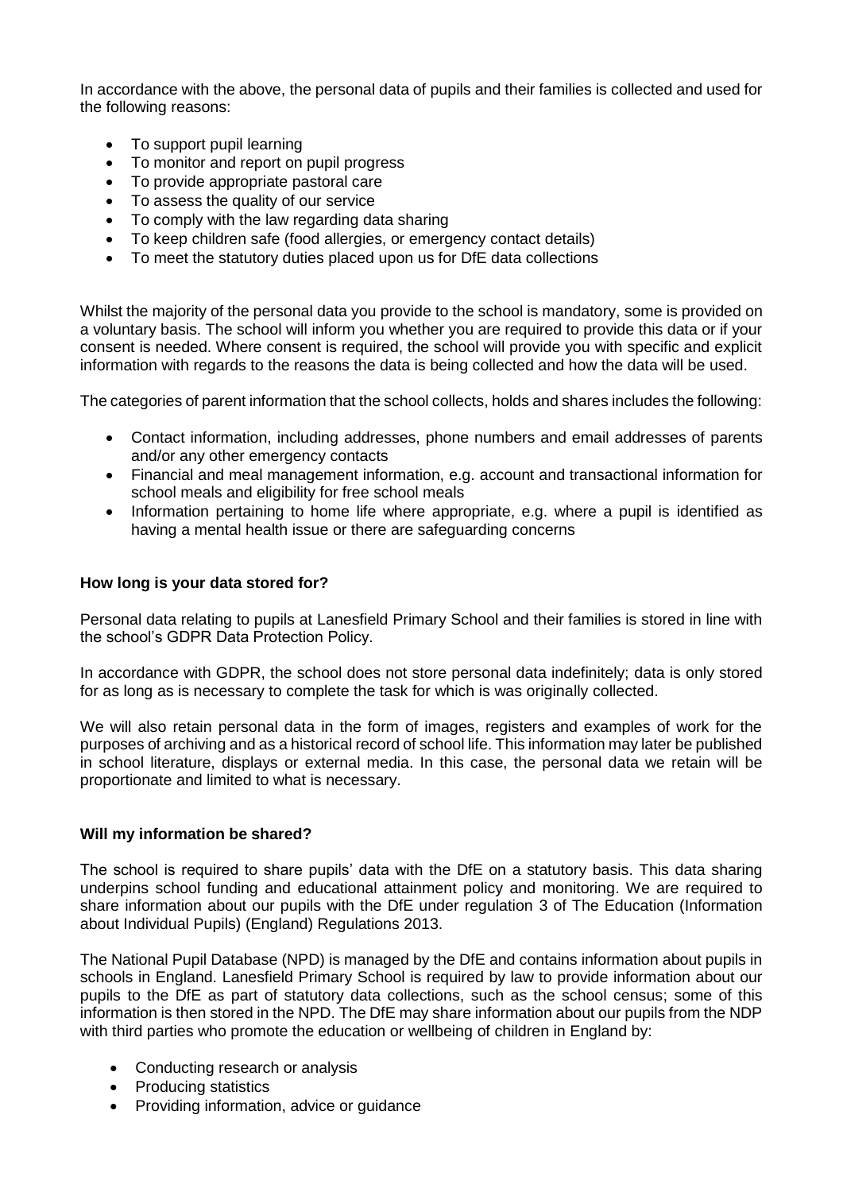In accordance with the above, the personal data of pupils and their families is collected and used for the following reasons:

- To support pupil learning
- To monitor and report on pupil progress
- To provide appropriate pastoral care
- To assess the quality of our service
- To comply with the law regarding data sharing
- To keep children safe (food allergies, or emergency contact details)
- To meet the statutory duties placed upon us for DfE data collections

Whilst the majority of the personal data you provide to the school is mandatory, some is provided on a voluntary basis. The school will inform you whether you are required to provide this data or if your consent is needed. Where consent is required, the school will provide you with specific and explicit information with regards to the reasons the data is being collected and how the data will be used.

The categories of parent information that the school collects, holds and shares includes the following:

- Contact information, including addresses, phone numbers and email addresses of parents and/or any other emergency contacts
- Financial and meal management information, e.g. account and transactional information for school meals and eligibility for free school meals
- Information pertaining to home life where appropriate, e.g. where a pupil is identified as having a mental health issue or there are safeguarding concerns

**How long is your data stored for?**

Personal data relating to pupils at Lanesfield Primary School and their families is stored in line with the school's GDPR Data Protection Policy.

In accordance with GDPR, the school does not store personal data indefinitely; data is only stored for as long as is necessary to complete the task for which is was originally collected.

We will also retain personal data in the form of images, registers and examples of work for the purposes of archiving and as a historical record of school life. This information may later be published in school literature, displays or external media. In this case, the personal data we retain will be proportionate and limited to what is necessary.

**Will my information be shared?**

The school is required to share pupils' data with the DfE on a statutory basis. This data sharing underpins school funding and educational attainment policy and monitoring. We are required to share information about our pupils with the DfE under regulation 3 of The Education (Information about Individual Pupils) (England) Regulations 2013.

The National Pupil Database (NPD) is managed by the DfE and contains information about pupils in schools in England. Lanesfield Primary School is required by law to provide information about our pupils to the DfE as part of statutory data collections, such as the school census; some of this information is then stored in the NPD. The DfE may share information about our pupils from the NDP with third parties who promote the education or wellbeing of children in England by:

- Conducting research or analysis
- Producing statistics
- Providing information, advice or guidance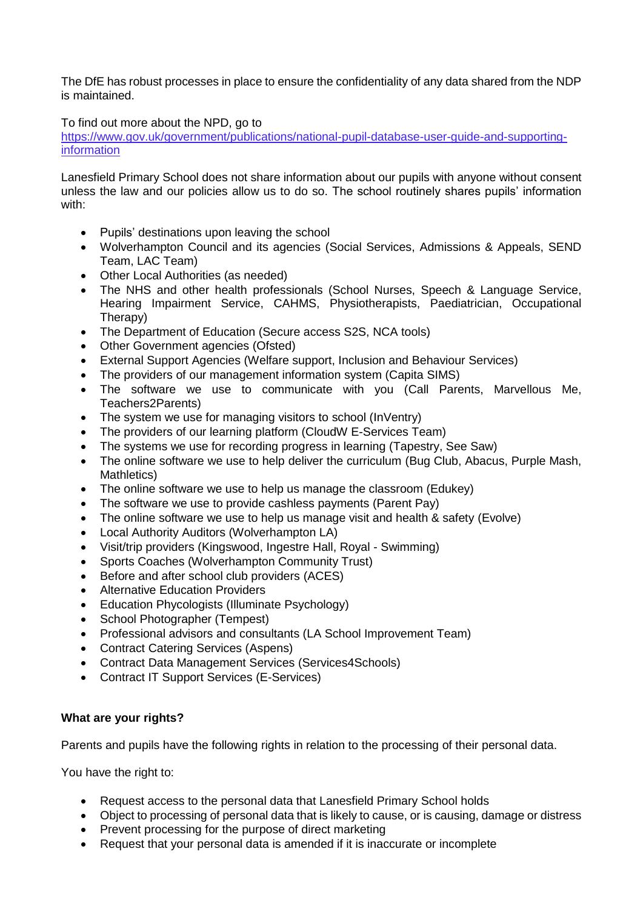The DfE has robust processes in place to ensure the confidentiality of any data shared from the NDP is maintained.

To find out more about the NPD, go to [https://www.gov.uk/government/publications/national-pupil-database-user-guide-and-supporting-information](https://www.gov.uk/government/publications/national-pupil-database-user-guide-and-supporting-information)

Lanesfield Primary School does not share information about our pupils with anyone without consent unless the law and our policies allow us to do so. The school routinely shares pupils' information with:

- Pupils' destinations upon leaving the school
- Wolverhampton Council and its agencies (Social Services, Admissions & Appeals, SEND Team, LAC Team)
- Other Local Authorities (as needed)
- The NHS and other health professionals (School Nurses, Speech & Language Service, Hearing Impairment Service, CAHMS, Physiotherapists, Paediatrician, Occupational Therapy)
- The Department of Education (Secure access S2S, NCA tools)
- Other Government agencies (Ofsted)
- External Support Agencies (Welfare support, Inclusion and Behaviour Services)
- The providers of our management information system (Capita SIMS)
- The software we use to communicate with you (Call Parents, Marvellous Me, Teachers2Parents)
- The system we use for managing visitors to school (InVentry)
- The providers of our learning platform (CloudW E-Services Team)
- The systems we use for recording progress in learning (Tapestry, See Saw)
- The online software we use to help deliver the curriculum (Bug Club, Abacus, Purple Mash, Mathletics)
- The online software we use to help us manage the classroom (Edukey)
- The software we use to provide cashless payments (Parent Pay)
- The online software we use to help us manage visit and health & safety (Evolve)
- Local Authority Auditors (Wolverhampton LA)
- Visit/trip providers (Kingswood, Ingestre Hall, Royal - Swimming)
- Sports Coaches (Wolverhampton Community Trust)
- Before and after school club providers (ACES)
- Alternative Education Providers
- Education Phycologists (Illuminate Psychology)
- School Photographer (Tempest)
- Professional advisors and consultants (LA School Improvement Team)
- Contract Catering Services (Aspens)
- Contract Data Management Services (Services4Schools)
- Contract IT Support Services (E-Services)

**What are your rights?**

Parents and pupils have the following rights in relation to the processing of their personal data.

You have the right to:

- Request access to the personal data that Lanesfield Primary School holds
- Object to processing of personal data that is likely to cause, or is causing, damage or distress
- Prevent processing for the purpose of direct marketing
- Request that your personal data is amended if it is inaccurate or incomplete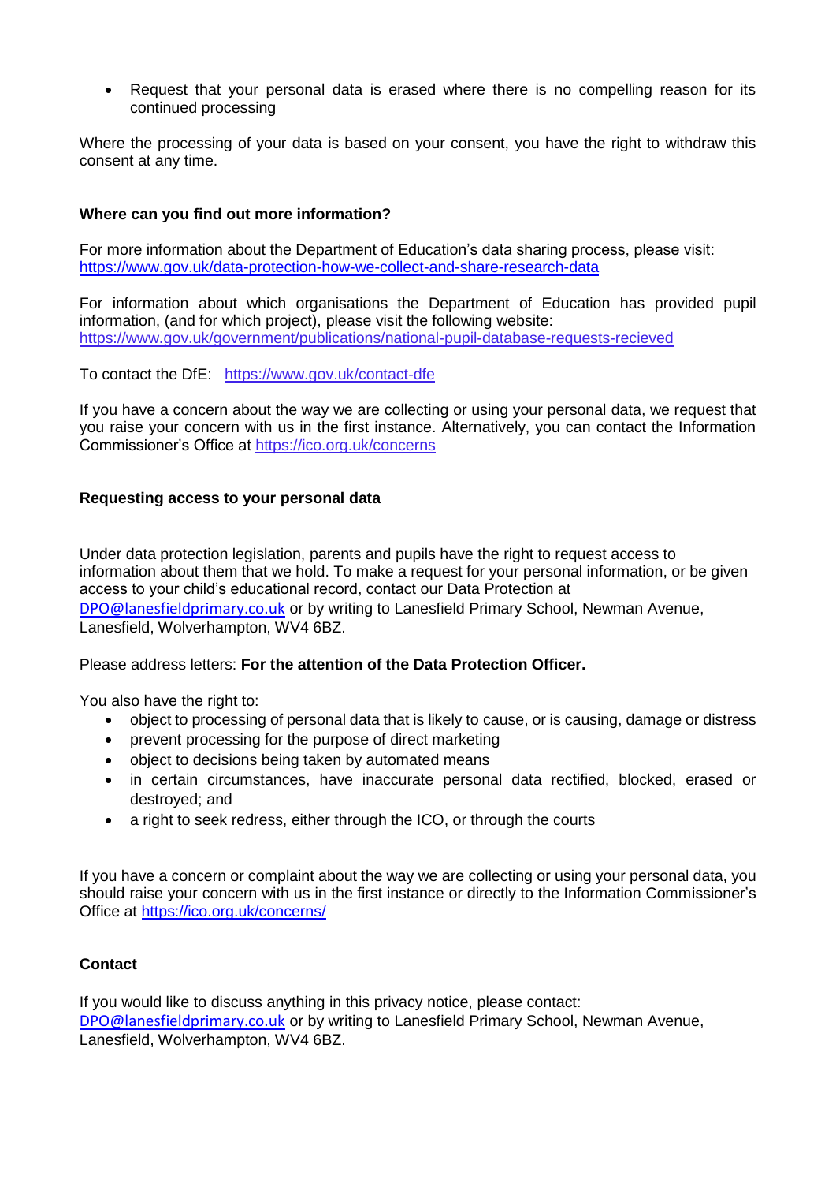- Request that your personal data is erased where there is no compelling reason for its continued processing

Where the processing of your data is based on your consent, you have the right to withdraw this consent at any time.

**Where can you find out more information?**

For more information about the Department of Education's data sharing process, please visit: https://www.gov.uk/data-protection-how-we-collect-and-share-research-data

For information about which organisations the Department of Education has provided pupil information, (and for which project), please visit the following website: https://www.gov.uk/government/publications/national-pupil-database-requests-recieved

To contact the DfE: https://www.gov.uk/contact-dfe

If you have a concern about the way we are collecting or using your personal data, we request that you raise your concern with us in the first instance. Alternatively, you can contact the Information Commissioner's Office at https://ico.org.uk/concerns

**Requesting access to your personal data**

Under data protection legislation, parents and pupils have the right to request access to information about them that we hold. To make a request for your personal information, or be given access to your child's educational record, contact our Data Protection at DPO@lanesfieldprimary.co.uk or by writing to Lanesfield Primary School, Newman Avenue, Lanesfield, Wolverhampton, WV4 6BZ.

Please address letters: **For the attention of the Data Protection Officer.**

You also have the right to:

- object to processing of personal data that is likely to cause, or is causing, damage or distress
- prevent processing for the purpose of direct marketing
- object to decisions being taken by automated means
- in certain circumstances, have inaccurate personal data rectified, blocked, erased or destroyed; and
- a right to seek redress, either through the ICO, or through the courts

If you have a concern or complaint about the way we are collecting or using your personal data, you should raise your concern with us in the first instance or directly to the Information Commissioner's Office at https://ico.org.uk/concerns/

**Contact**

If you would like to discuss anything in this privacy notice, please contact: DPO@lanesfieldprimary.co.uk or by writing to Lanesfield Primary School, Newman Avenue, Lanesfield, Wolverhampton, WV4 6BZ.